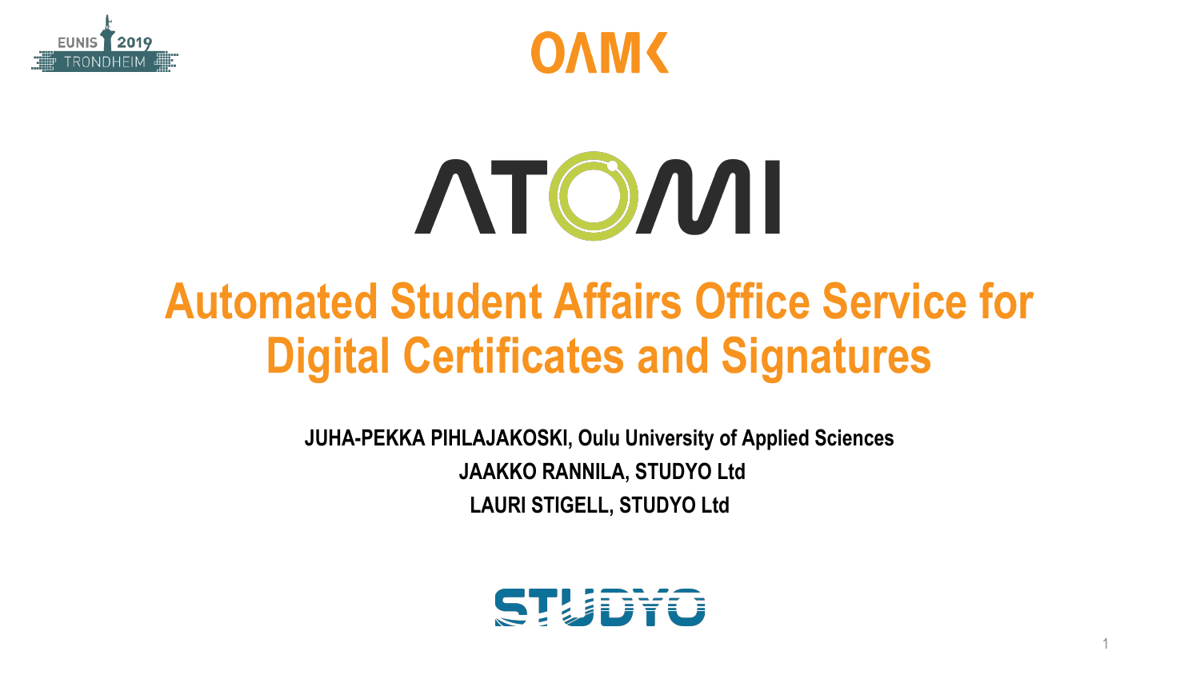# ATOMI

# Automated Student Affairs Office Service for Digital Certificates and Signatures

**JUHA-PEKKA PIHLAJAKOSKI, Oulu University of Applied Sciences**

**JAAKKO RANNILA, STUDYO Ltd**

**LAURI STIGELL, STUDYO Ltd**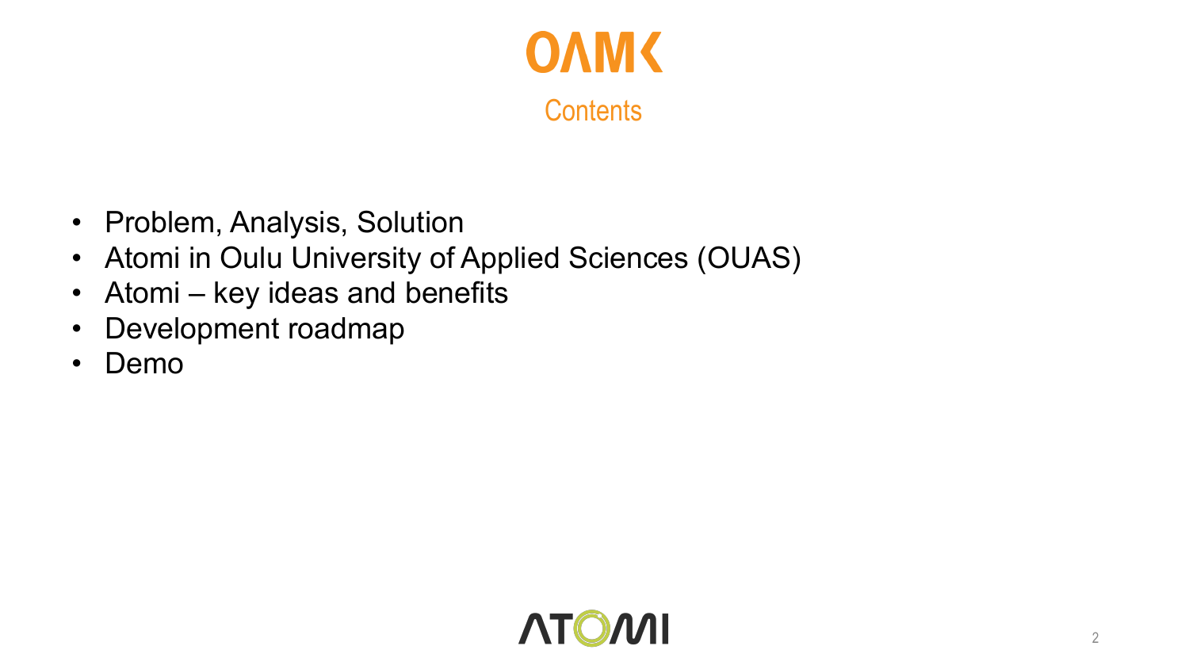# Contents

- Problem, Analysis, Solution
- Atomi in Oulu University of Applied Sciences (OUAS)
- Atomi – key ideas and benefits
- Development roadmap
- Demo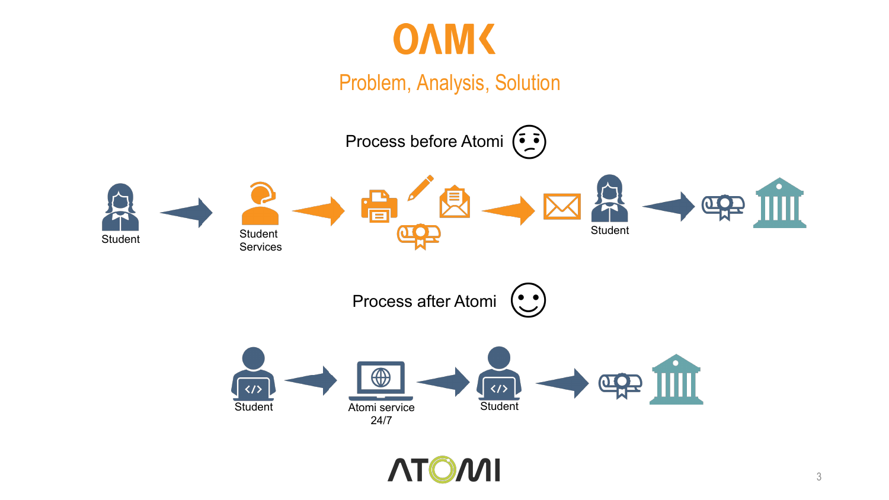# Problem, Analysis, Solution

## Process before Atomi

Student → Student Services → → Student → 

## Process after Atomi

Student → Atomi service 24/7 → Student →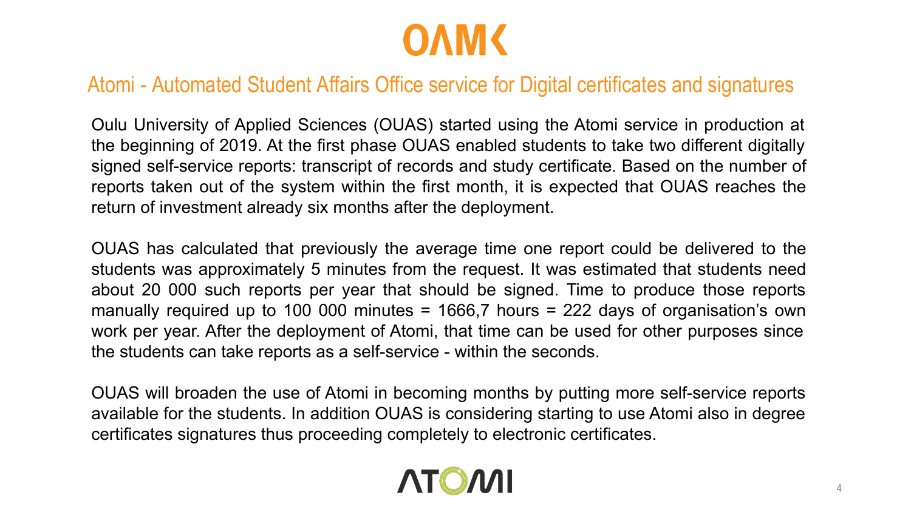OAMK

## Atomi - Automated Student Affairs Office service for Digital certificates and signatures

Oulu University of Applied Sciences (OUAS) started using the Atomi service in production at the beginning of 2019. At the first phase OUAS enabled students to take two different digitally signed self-service reports: transcript of records and study certificate. Based on the number of reports taken out of the system within the first month, it is expected that OUAS reaches the return of investment already six months after the deployment.

OUAS has calculated that previously the average time one report could be delivered to the students was approximately 5 minutes from the request. It was estimated that students need about 20 000 such reports per year that should be signed. Time to produce those reports manually required up to 100 000 minutes = 1666,7 hours = 222 days of organisation's own work per year. After the deployment of Atomi, that time can be used for other purposes since the students can take reports as a self-service - within the seconds.

OUAS will broaden the use of Atomi in becoming months by putting more self-service reports available for the students. In addition OUAS is considering starting to use Atomi also in degree certificates signatures thus proceeding completely to electronic certificates.

ATOMI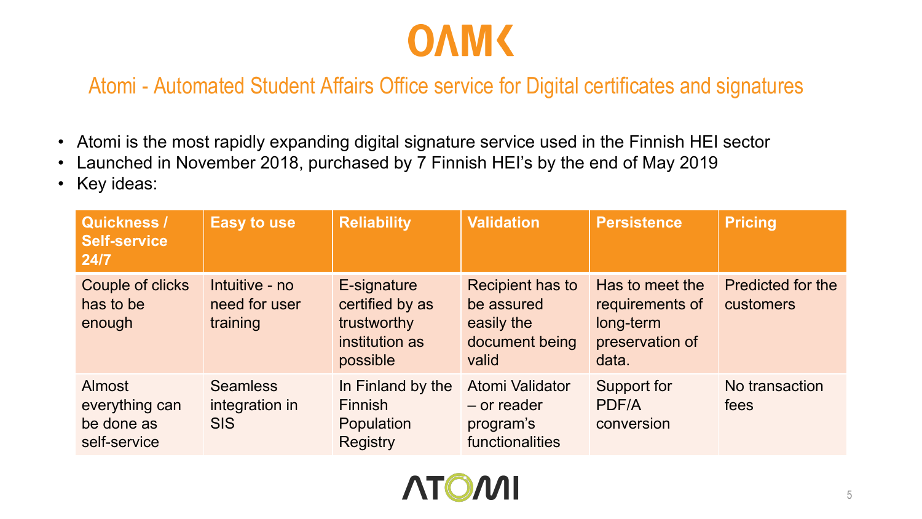# OAMK

## Atomi - Automated Student Affairs Office service for Digital certificates and signatures

- Atomi is the most rapidly expanding digital signature service used in the Finnish HEI sector
- Launched in November 2018, purchased by 7 Finnish HEI's by the end of May 2019
- Key ideas:

| Quickness / Self-service 24/7 | Easy to use | Reliability | Validation | Persistence | Pricing |
|---|---|---|---|---|---|
| Couple of clicks has to be enough | Intuitive - no need for user training | E-signature certified by as trustworthy institution as possible | Recipient has to be assured easily the document being valid | Has to meet the requirements of long-term preservation of data. | Predicted for the customers |
| Almost everything can be done as self-service | Seamless integration in SIS | In Finland by the Finnish Population Registry | Atomi Validator – or reader program's functionalities | Support for PDF/A conversion | No transaction fees |

ATOMI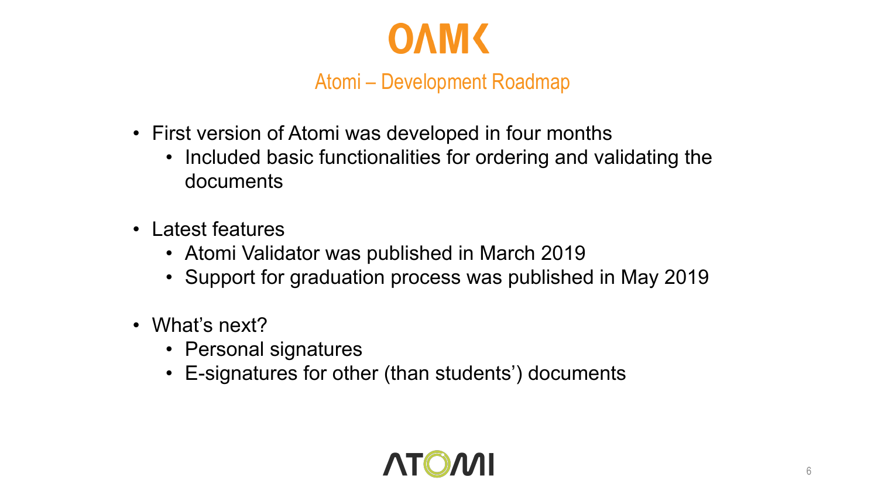OAMK

## Atomi – Development Roadmap

- First version of Atomi was developed in four months
  - Included basic functionalities for ordering and validating the documents
- Latest features
  - Atomi Validator was published in March 2019
  - Support for graduation process was published in May 2019
- What's next?
  - Personal signatures
  - E-signatures for other (than students') documents

ATOMI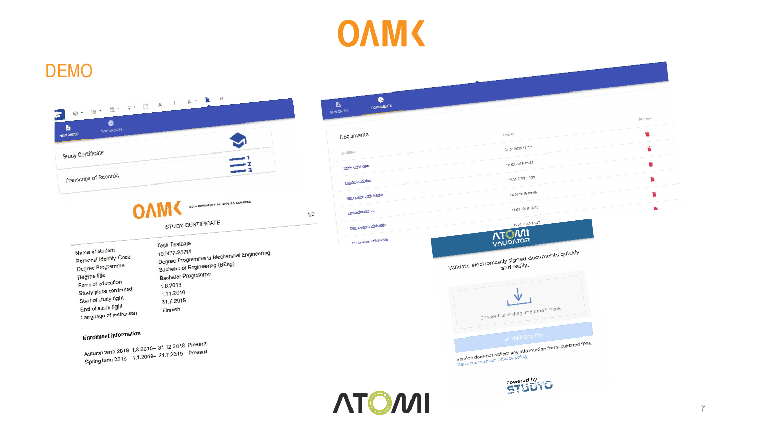# OAMK

## DEMO

NEW ORDER | DOCUMENTS

Study Certificate

Transcript of Records

OAMK OULU UNIVERSITY OF APPLIED SCIENCES

STUDY CERTIFICATE 1/2

| | |
|---|---|
| Name of student | Testi Testaaja |
| Personal Identity Code | 150477-957M |
| Degree Programme | Degree Programme in Mechanical Engineering |
| Degree title | Bachelor of Engineering (BEng) |
| Form of education | Bachelor Programme |
| Study place confirmed | 1.8.2018 |
| Start of study right | 1.11.2018 |
| End of study right | 31.7.2019 |
| Language of instruction | Finnish |

**Enrolment information**

| | | |
|---|---|---|
| Autumn term 2018 | 1.8.2018—31.12.2018 | Present |
| Spring term 2019 | 1.1.2019—31.7.2019 | Present |

NEW ORDER | DOCUMENTS

Documents

| Document | Created | Remove |
|---|---|---|
| Study Certificate | 31.05.2019 11:12 | |
| Opintosuoritusote | 08.02.2019 15:13 | |
| Ote opintosuorituksista | 22.01.2019 10:26 | |
| Opiskelutodistus | 14.01.2019 09:49 | |
| Ote opintosuorituksista | 11.01.2019 15:40 | |
| Ote opintosuorituksista | 11.01.2019 15:47 | |

ATOMI VALIDATOR

Validate electronically signed documents quickly and easily.

Choose file or drag and drop it here.

Validate file

Service does not collect any information from validated files.
Read more about privacy policy.

Powered by STUDYO

ATOMI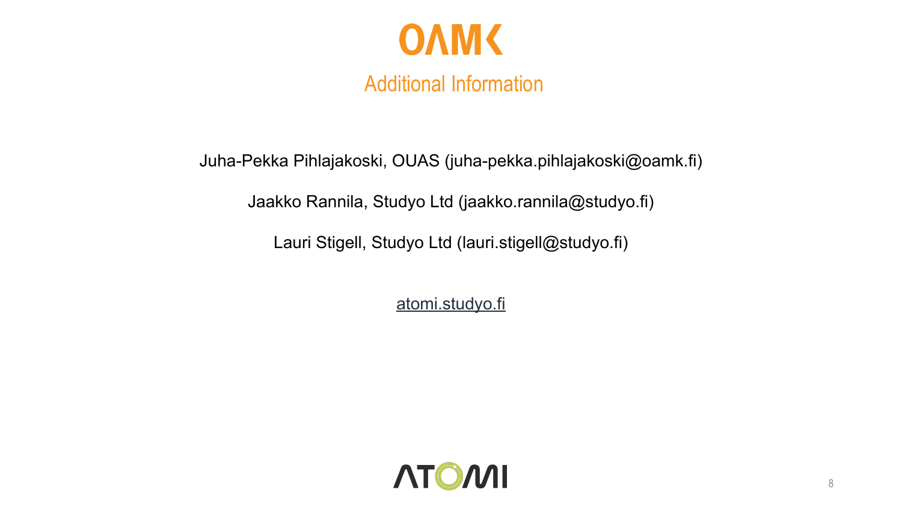OAMK

# Additional Information

Juha-Pekka Pihlajakoski, OUAS (juha-pekka.pihlajakoski@oamk.fi)

Jaakko Rannila, Studyo Ltd (jaakko.rannila@studyo.fi)

Lauri Stigell, Studyo Ltd (lauri.stigell@studyo.fi)

atomi.studyo.fi

ATOMI